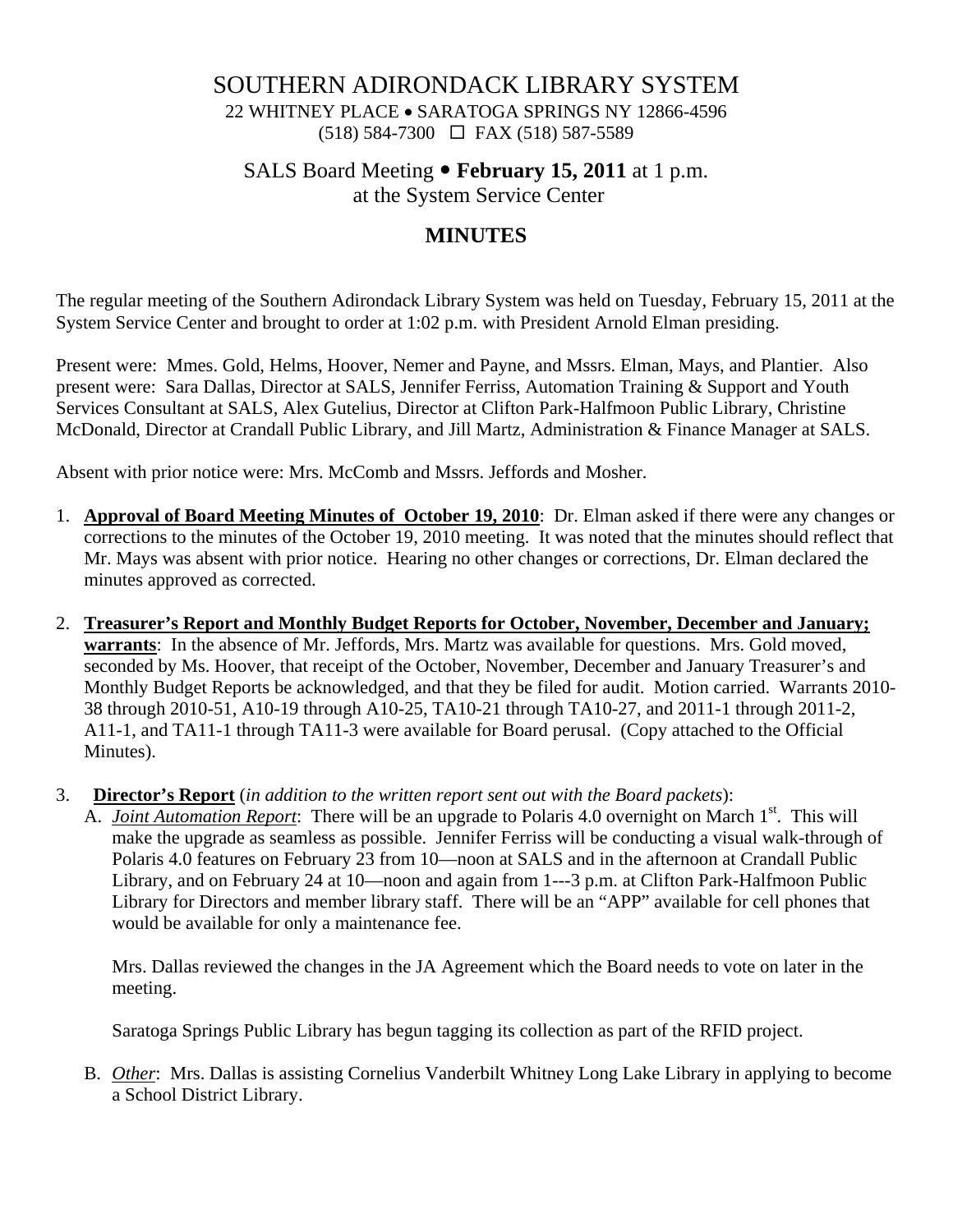# SOUTHERN ADIRONDACK LIBRARY SYSTEM

22 WHITNEY PLACE • SARATOGA SPRINGS NY 12866-4596
(518) 584-7300 ☐ FAX (518) 587-5589

## SALS Board Meeting • **February 15, 2011** at 1 p.m.
## at the System Service Center

## MINUTES

The regular meeting of the Southern Adirondack Library System was held on Tuesday, February 15, 2011 at the System Service Center and brought to order at 1:02 p.m. with President Arnold Elman presiding.

Present were: Mmes. Gold, Helms, Hoover, Nemer and Payne, and Mssrs. Elman, Mays, and Plantier. Also present were: Sara Dallas, Director at SALS, Jennifer Ferriss, Automation Training & Support and Youth Services Consultant at SALS, Alex Gutelius, Director at Clifton Park-Halfmoon Public Library, Christine McDonald, Director at Crandall Public Library, and Jill Martz, Administration & Finance Manager at SALS.

Absent with prior notice were: Mrs. McComb and Mssrs. Jeffords and Mosher.

1. **Approval of Board Meeting Minutes of October 19, 2010**: Dr. Elman asked if there were any changes or corrections to the minutes of the October 19, 2010 meeting. It was noted that the minutes should reflect that Mr. Mays was absent with prior notice. Hearing no other changes or corrections, Dr. Elman declared the minutes approved as corrected.

2. **Treasurer's Report and Monthly Budget Reports for October, November, December and January; warrants**: In the absence of Mr. Jeffords, Mrs. Martz was available for questions. Mrs. Gold moved, seconded by Ms. Hoover, that receipt of the October, November, December and January Treasurer's and Monthly Budget Reports be acknowledged, and that they be filed for audit. Motion carried. Warrants 2010-38 through 2010-51, A10-19 through A10-25, TA10-21 through TA10-27, and 2011-1 through 2011-2, A11-1, and TA11-1 through TA11-3 were available for Board perusal. (Copy attached to the Official Minutes).

3. **Director's Report** (*in addition to the written report sent out with the Board packets*):

   A. *Joint Automation Report*: There will be an upgrade to Polaris 4.0 overnight on March 1st. This will make the upgrade as seamless as possible. Jennifer Ferriss will be conducting a visual walk-through of Polaris 4.0 features on February 23 from 10—noon at SALS and in the afternoon at Crandall Public Library, and on February 24 at 10—noon and again from 1---3 p.m. at Clifton Park-Halfmoon Public Library for Directors and member library staff. There will be an "APP" available for cell phones that would be available for only a maintenance fee.

      Mrs. Dallas reviewed the changes in the JA Agreement which the Board needs to vote on later in the meeting.

      Saratoga Springs Public Library has begun tagging its collection as part of the RFID project.

   B. *Other*: Mrs. Dallas is assisting Cornelius Vanderbilt Whitney Long Lake Library in applying to become a School District Library.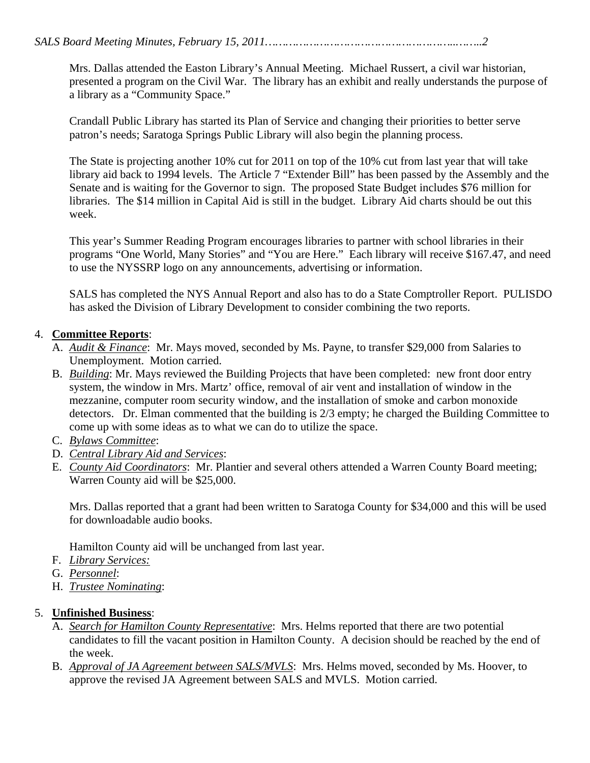Mrs. Dallas attended the Easton Library's Annual Meeting. Michael Russert, a civil war historian, presented a program on the Civil War. The library has an exhibit and really understands the purpose of a library as a "Community Space."

Crandall Public Library has started its Plan of Service and changing their priorities to better serve patron's needs; Saratoga Springs Public Library will also begin the planning process.

The State is projecting another 10% cut for 2011 on top of the 10% cut from last year that will take library aid back to 1994 levels. The Article 7 "Extender Bill" has been passed by the Assembly and the Senate and is waiting for the Governor to sign. The proposed State Budget includes $76 million for libraries. The $14 million in Capital Aid is still in the budget. Library Aid charts should be out this week.

This year's Summer Reading Program encourages libraries to partner with school libraries in their programs "One World, Many Stories" and "You are Here." Each library will receive $167.47, and need to use the NYSSRP logo on any announcements, advertising or information.

SALS has completed the NYS Annual Report and also has to do a State Comptroller Report. PULISDO has asked the Division of Library Development to consider combining the two reports.

4. **Committee Reports**:
   A. *Audit & Finance*: Mr. Mays moved, seconded by Ms. Payne, to transfer $29,000 from Salaries to Unemployment. Motion carried.
   B. *Building*: Mr. Mays reviewed the Building Projects that have been completed: new front door entry system, the window in Mrs. Martz' office, removal of air vent and installation of window in the mezzanine, computer room security window, and the installation of smoke and carbon monoxide detectors. Dr. Elman commented that the building is 2/3 empty; he charged the Building Committee to come up with some ideas as to what we can do to utilize the space.
   C. *Bylaws Committee*:
   D. *Central Library Aid and Services*:
   E. *County Aid Coordinators*: Mr. Plantier and several others attended a Warren County Board meeting; Warren County aid will be $25,000.

      Mrs. Dallas reported that a grant had been written to Saratoga County for $34,000 and this will be used for downloadable audio books.

      Hamilton County aid will be unchanged from last year.
   F. *Library Services:*
   G. *Personnel*:
   H. *Trustee Nominating*:

5. **Unfinished Business**:
   A. *Search for Hamilton County Representative*: Mrs. Helms reported that there are two potential candidates to fill the vacant position in Hamilton County. A decision should be reached by the end of the week.
   B. *Approval of JA Agreement between SALS/MVLS*: Mrs. Helms moved, seconded by Ms. Hoover, to approve the revised JA Agreement between SALS and MVLS. Motion carried.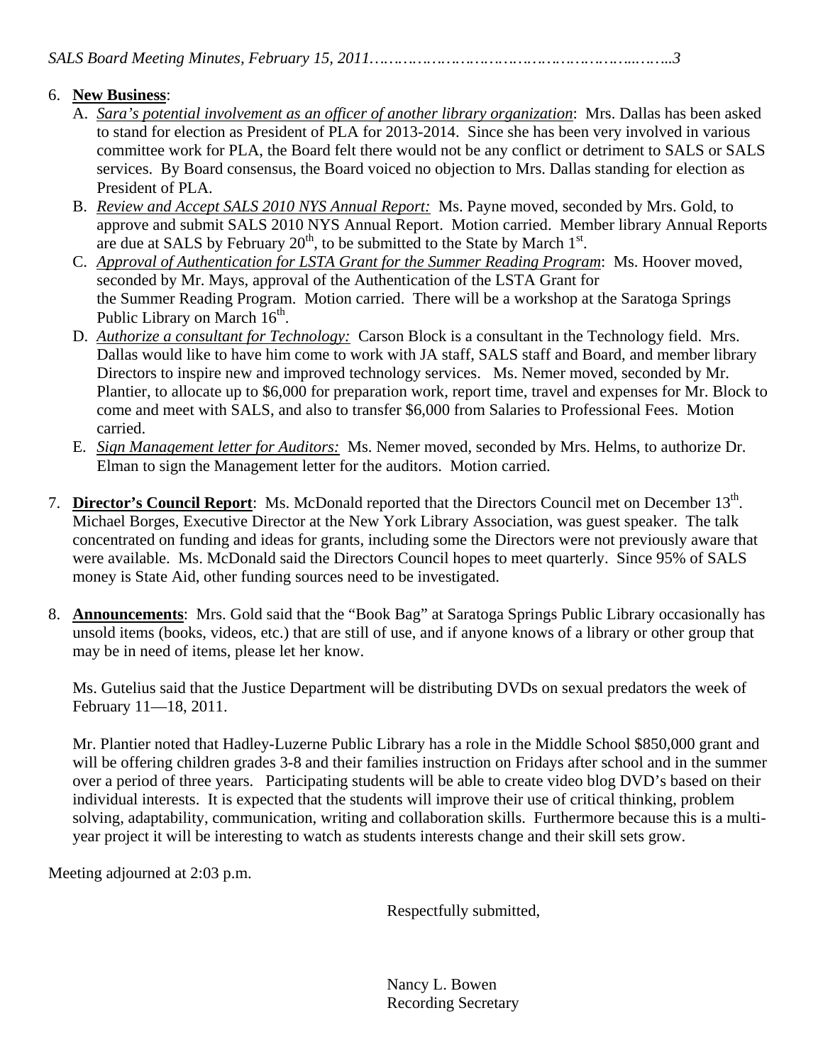6. **New Business**:
   A. *Sara's potential involvement as an officer of another library organization*: Mrs. Dallas has been asked to stand for election as President of PLA for 2013-2014. Since she has been very involved in various committee work for PLA, the Board felt there would not be any conflict or detriment to SALS or SALS services. By Board consensus, the Board voiced no objection to Mrs. Dallas standing for election as President of PLA.
   B. *Review and Accept SALS 2010 NYS Annual Report:* Ms. Payne moved, seconded by Mrs. Gold, to approve and submit SALS 2010 NYS Annual Report. Motion carried. Member library Annual Reports are due at SALS by February 20th, to be submitted to the State by March 1st.
   C. *Approval of Authentication for LSTA Grant for the Summer Reading Program*: Ms. Hoover moved, seconded by Mr. Mays, approval of the Authentication of the LSTA Grant for the Summer Reading Program. Motion carried. There will be a workshop at the Saratoga Springs Public Library on March 16th.
   D. *Authorize a consultant for Technology:* Carson Block is a consultant in the Technology field. Mrs. Dallas would like to have him come to work with JA staff, SALS staff and Board, and member library Directors to inspire new and improved technology services. Ms. Nemer moved, seconded by Mr. Plantier, to allocate up to $6,000 for preparation work, report time, travel and expenses for Mr. Block to come and meet with SALS, and also to transfer $6,000 from Salaries to Professional Fees. Motion carried.
   E. *Sign Management letter for Auditors:* Ms. Nemer moved, seconded by Mrs. Helms, to authorize Dr. Elman to sign the Management letter for the auditors. Motion carried.

7. **Director's Council Report**: Ms. McDonald reported that the Directors Council met on December 13th. Michael Borges, Executive Director at the New York Library Association, was guest speaker. The talk concentrated on funding and ideas for grants, including some the Directors were not previously aware that were available. Ms. McDonald said the Directors Council hopes to meet quarterly. Since 95% of SALS money is State Aid, other funding sources need to be investigated.

8. **Announcements**: Mrs. Gold said that the "Book Bag" at Saratoga Springs Public Library occasionally has unsold items (books, videos, etc.) that are still of use, and if anyone knows of a library or other group that may be in need of items, please let her know.

   Ms. Gutelius said that the Justice Department will be distributing DVDs on sexual predators the week of February 11—18, 2011.

   Mr. Plantier noted that Hadley-Luzerne Public Library has a role in the Middle School $850,000 grant and will be offering children grades 3-8 and their families instruction on Fridays after school and in the summer over a period of three years. Participating students will be able to create video blog DVD's based on their individual interests. It is expected that the students will improve their use of critical thinking, problem solving, adaptability, communication, writing and collaboration skills. Furthermore because this is a multi-year project it will be interesting to watch as students interests change and their skill sets grow.

Meeting adjourned at 2:03 p.m.

Respectfully submitted,

Nancy L. Bowen
Recording Secretary